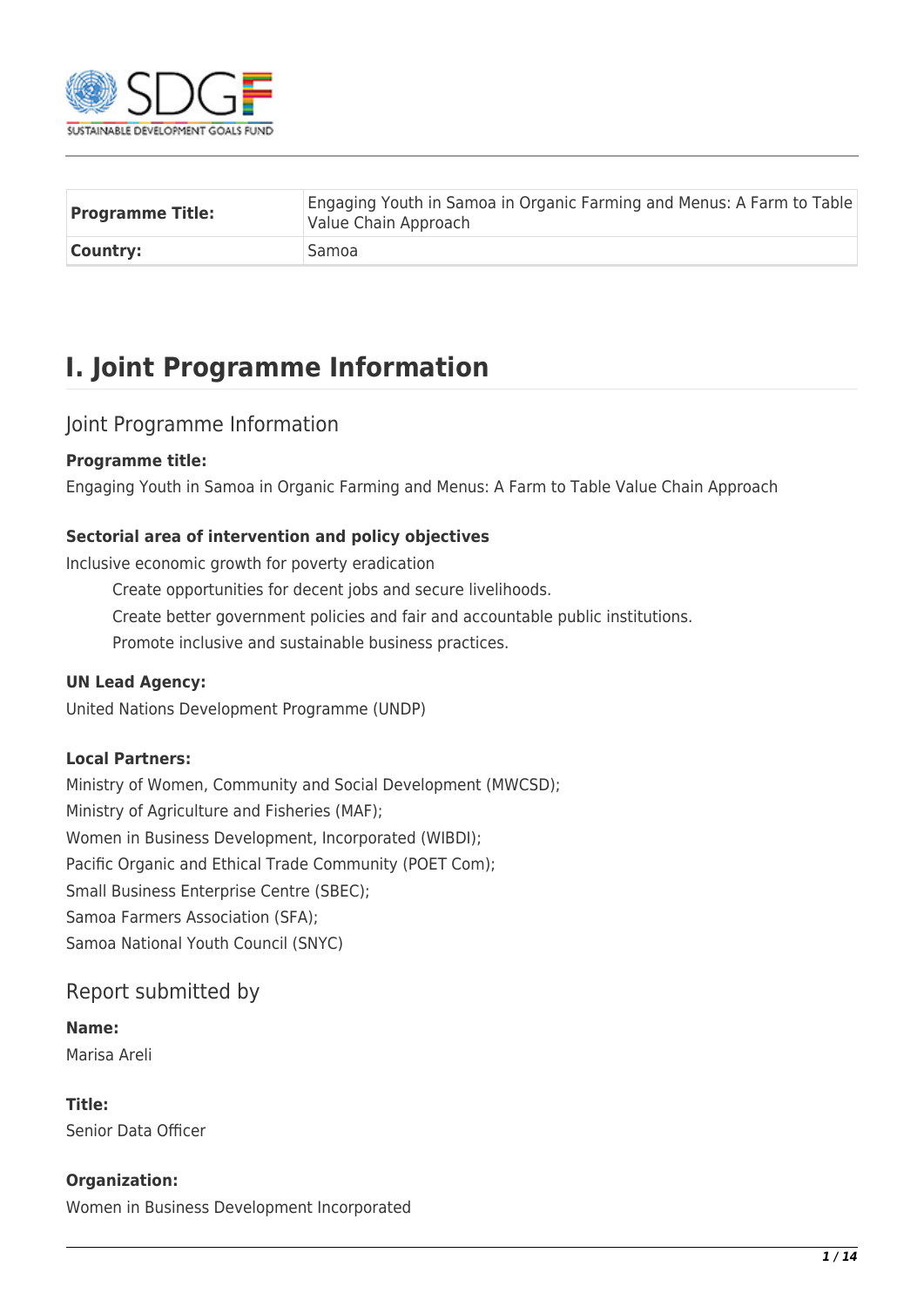| **Programme Title:** | Engaging Youth in Samoa in Organic Farming and Menus: A Farm to Table Value Chain Approach |
| --- | --- |
| **Country:** | Samoa |

# I. Joint Programme Information

## Joint Programme Information

**Programme title:**

Engaging Youth in Samoa in Organic Farming and Menus: A Farm to Table Value Chain Approach

**Sectorial area of intervention and policy objectives**

Inclusive economic growth for poverty eradication

- Create opportunities for decent jobs and secure livelihoods.
- Create better government policies and fair and accountable public institutions.
- Promote inclusive and sustainable business practices.

**UN Lead Agency:**

United Nations Development Programme (UNDP)

**Local Partners:**

Ministry of Women, Community and Social Development (MWCSD);
Ministry of Agriculture and Fisheries (MAF);
Women in Business Development, Incorporated (WIBDI);
Pacific Organic and Ethical Trade Community (POET Com);
Small Business Enterprise Centre (SBEC);
Samoa Farmers Association (SFA);
Samoa National Youth Council (SNYC)

## Report submitted by

**Name:**

Marisa Areli

**Title:**

Senior Data Officer

**Organization:**

Women in Business Development Incorporated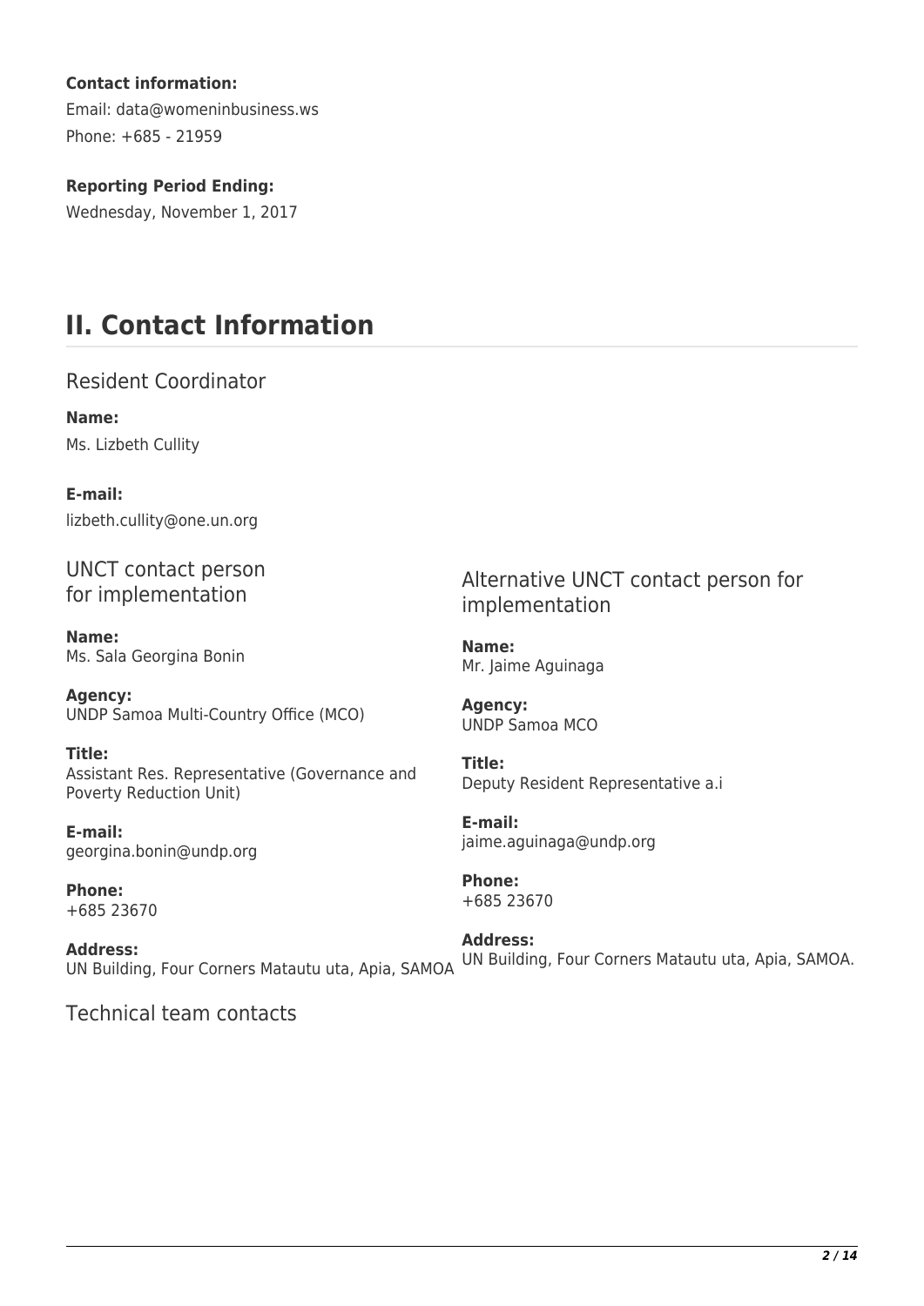**Contact information:**

Email: data@womeninbusiness.ws

Phone: +685 - 21959

**Reporting Period Ending:**

Wednesday, November 1, 2017

## II. Contact Information

### Resident Coordinator

**Name:**
Ms. Lizbeth Cullity

**E-mail:**
lizbeth.cullity@one.un.org

### UNCT contact person for implementation

**Name:**
Ms. Sala Georgina Bonin

**Agency:**
UNDP Samoa Multi-Country Office (MCO)

**Title:**
Assistant Res. Representative (Governance and Poverty Reduction Unit)

**E-mail:**
georgina.bonin@undp.org

**Phone:**
+685 23670

**Address:**
UN Building, Four Corners Matautu uta, Apia, SAMOA

### Alternative UNCT contact person for implementation

**Name:**
Mr. Jaime Aguinaga

**Agency:**
UNDP Samoa MCO

**Title:**
Deputy Resident Representative a.i

**E-mail:**
jaime.aguinaga@undp.org

**Phone:**
+685 23670

**Address:**
UN Building, Four Corners Matautu uta, Apia, SAMOA.

### Technical team contacts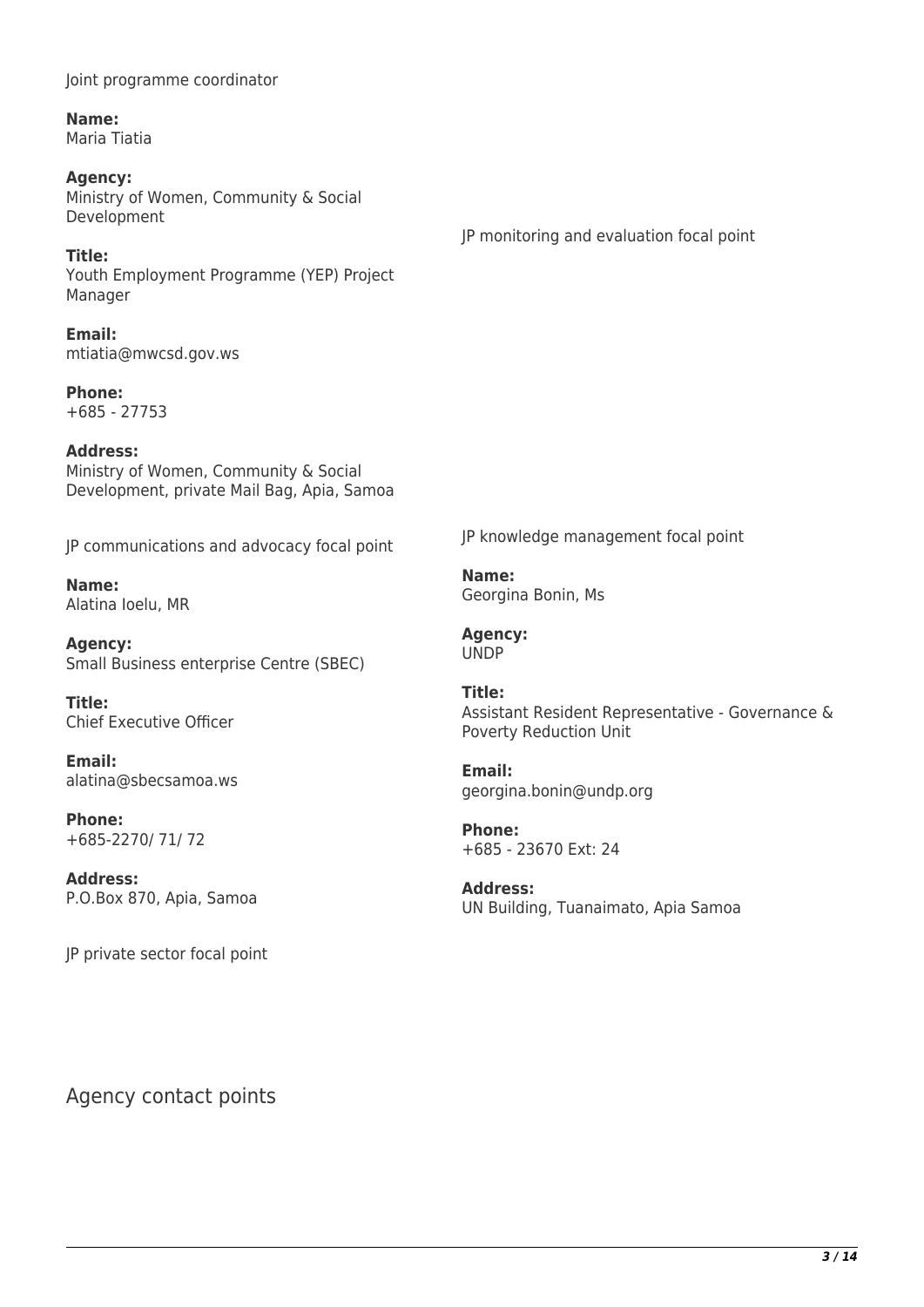Joint programme coordinator

**Name:**
Maria Tiatia

**Agency:**
Ministry of Women, Community & Social Development

**Title:**
Youth Employment Programme (YEP) Project Manager

**Email:**
mtiatia@mwcsd.gov.ws

**Phone:**
+685 - 27753

**Address:**
Ministry of Women, Community & Social Development, private Mail Bag, Apia, Samoa

JP monitoring and evaluation focal point

JP communications and advocacy focal point

**Name:**
Alatina Ioelu, MR

**Agency:**
Small Business enterprise Centre (SBEC)

**Title:**
Chief Executive Officer

**Email:**
alatina@sbecsamoa.ws

**Phone:**
+685-2270/ 71/ 72

**Address:**
P.O.Box 870, Apia, Samoa

JP knowledge management focal point

**Name:**
Georgina Bonin, Ms

**Agency:**
UNDP

**Title:**
Assistant Resident Representative - Governance & Poverty Reduction Unit

**Email:**
georgina.bonin@undp.org

**Phone:**
+685 - 23670 Ext: 24

**Address:**
UN Building, Tuanaimato, Apia Samoa

JP private sector focal point

## Agency contact points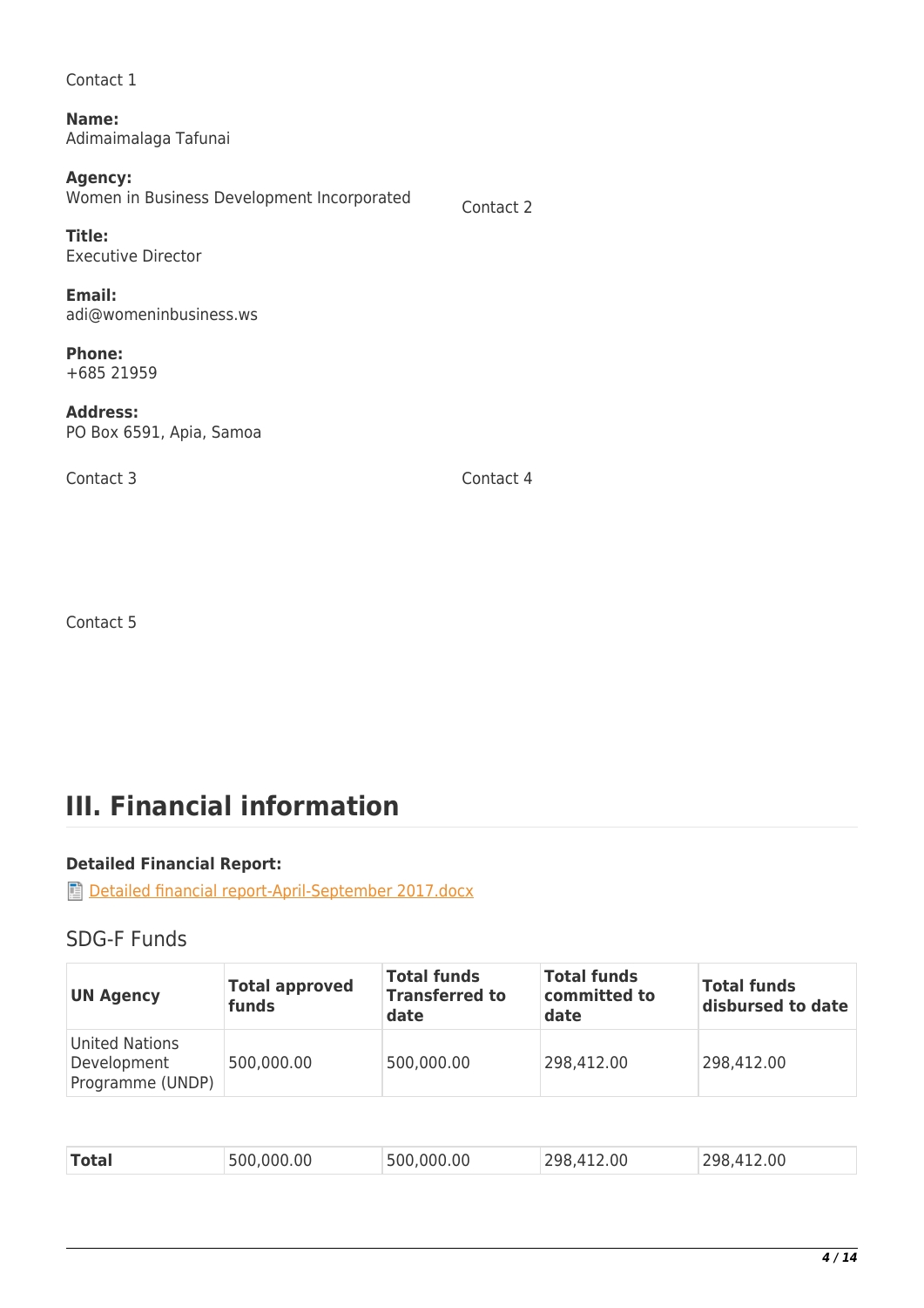Contact 1

**Name:**
Adimaimalaga Tafunai

**Agency:**
Women in Business Development Incorporated

**Title:**
Executive Director

**Email:**
adi@womeninbusiness.ws

**Phone:**
+685 21959

**Address:**
PO Box 6591, Apia, Samoa

Contact 2

Contact 3

Contact 4

Contact 5

# III. Financial information

**Detailed Financial Report:**

Detailed financial report-April-September 2017.docx

## SDG-F Funds

| UN Agency | Total approved funds | Total funds Transferred to date | Total funds committed to date | Total funds disbursed to date |
|---|---|---|---|---|
| United Nations Development Programme (UNDP) | 500,000.00 | 500,000.00 | 298,412.00 | 298,412.00 |
| **Total** | 500,000.00 | 500,000.00 | 298,412.00 | 298,412.00 |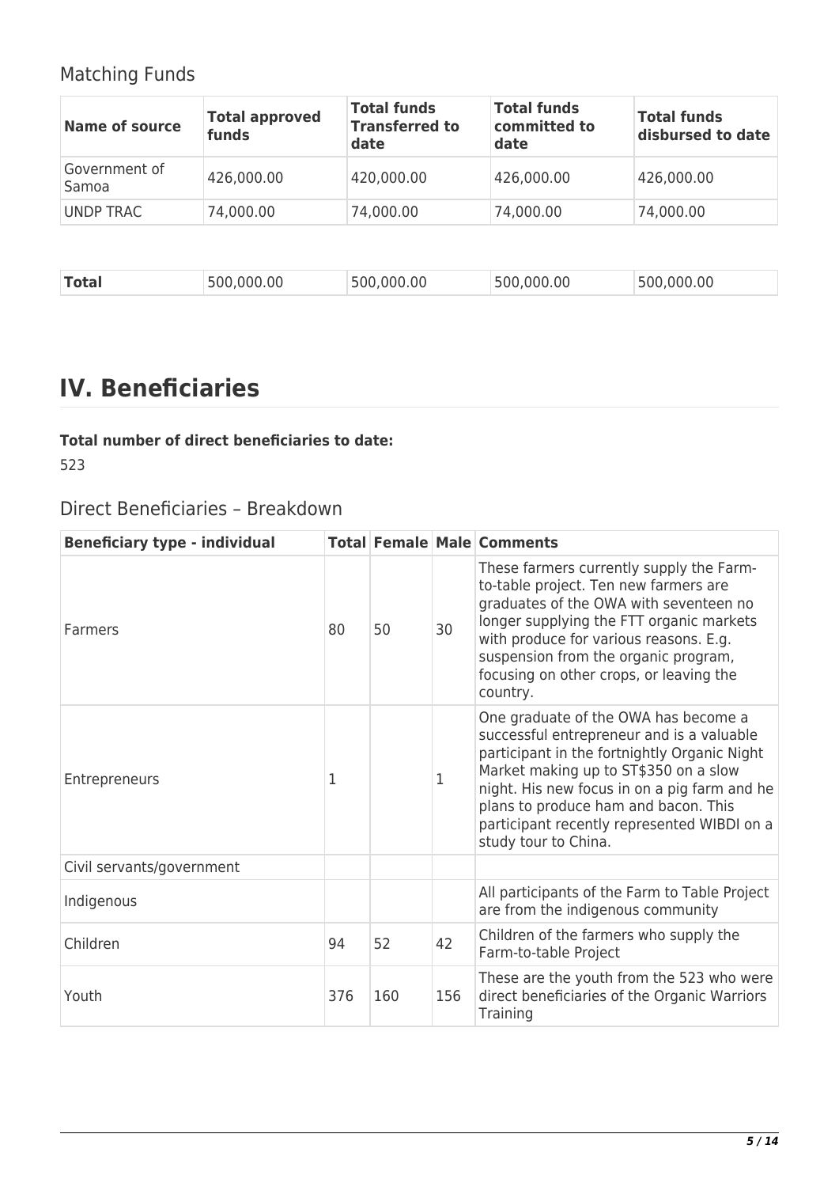## Matching Funds

| Name of source | Total approved funds | Total funds Transferred to date | Total funds committed to date | Total funds disbursed to date |
|---|---|---|---|---|
| Government of Samoa | 426,000.00 | 420,000.00 | 426,000.00 | 426,000.00 |
| UNDP TRAC | 74,000.00 | 74,000.00 | 74,000.00 | 74,000.00 |

| **Total** | 500,000.00 | 500,000.00 | 500,000.00 | 500,000.00 |
|---|---|---|---|---|

# IV. Beneficiaries

**Total number of direct beneficiaries to date:**

523

## Direct Beneficiaries – Breakdown

| Beneficiary type - individual | Total | Female | Male | Comments |
|---|---|---|---|---|
| Farmers | 80 | 50 | 30 | These farmers currently supply the Farm-to-table project. Ten new farmers are graduates of the OWA with seventeen no longer supplying the FTT organic markets with produce for various reasons. E.g. suspension from the organic program, focusing on other crops, or leaving the country. |
| Entrepreneurs | 1 | | 1 | One graduate of the OWA has become a successful entrepreneur and is a valuable participant in the fortnightly Organic Night Market making up to ST$350 on a slow night. His new focus in on a pig farm and he plans to produce ham and bacon. This participant recently represented WIBDI on a study tour to China. |
| Civil servants/government | | | | |
| Indigenous | | | | All participants of the Farm to Table Project are from the indigenous community |
| Children | 94 | 52 | 42 | Children of the farmers who supply the Farm-to-table Project |
| Youth | 376 | 160 | 156 | These are the youth from the 523 who were direct beneficiaries of the Organic Warriors Training |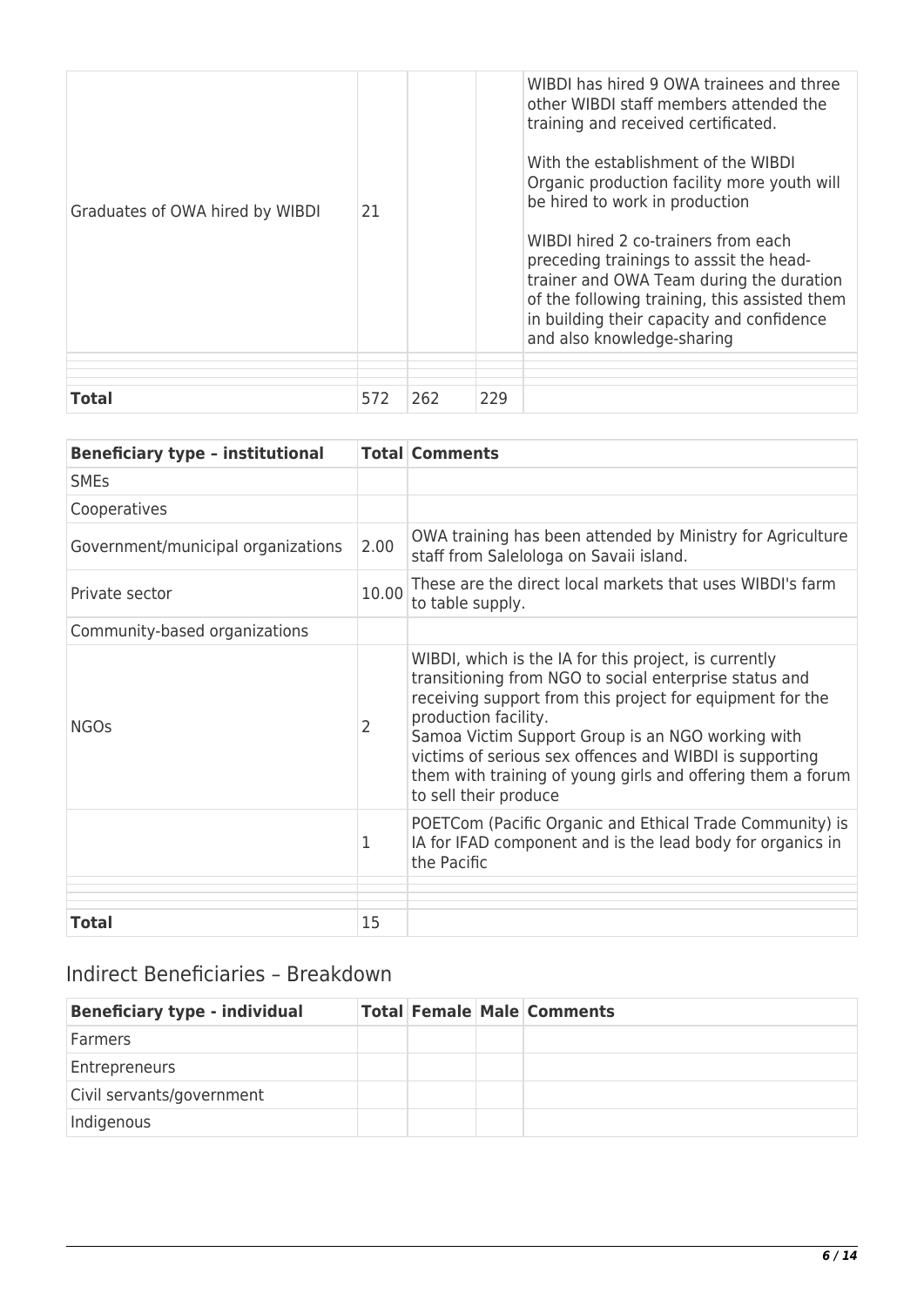| | | | | |
|---|---|---|---|---|
| Graduates of OWA hired by WIBDI | 21 | | | WIBDI has hired 9 OWA trainees and three other WIBDI staff members attended the training and received certificated.<br><br>With the establishment of the WIBDI Organic production facility more youth will be hired to work in production<br><br>WIBDI hired 2 co-trainers from each preceding trainings to asssit the head-trainer and OWA Team during the duration of the following training, this assisted them in building their capacity and confidence and also knowledge-sharing |
| | | | | |
| | | | | |
| **Total** | 572 | 262 | 229 | |

| Beneficiary type – institutional | Total | Comments |
|---|---|---|
| SMEs | | |
| Cooperatives | | |
| Government/municipal organizations | 2.00 | OWA training has been attended by Ministry for Agriculture staff from Salelologa on Savaii island. |
| Private sector | 10.00 | These are the direct local markets that uses WIBDI's farm to table supply. |
| Community-based organizations | | |
| NGOs | 2 | WIBDI, which is the IA for this project, is currently transitioning from NGO to social enterprise status and receiving support from this project for equipment for the production facility.<br>Samoa Victim Support Group is an NGO working with victims of serious sex offences and WIBDI is supporting them with training of young girls and offering them a forum to sell their produce |
| | 1 | POETCom (Pacific Organic and Ethical Trade Community) is IA for IFAD component and is the lead body for organics in the Pacific |
| | | |
| | | |
| **Total** | 15 | |

## Indirect Beneficiaries – Breakdown

| Beneficiary type - individual | Total | Female | Male | Comments |
|---|---|---|---|---|
| Farmers | | | | |
| Entrepreneurs | | | | |
| Civil servants/government | | | | |
| Indigenous | | | | |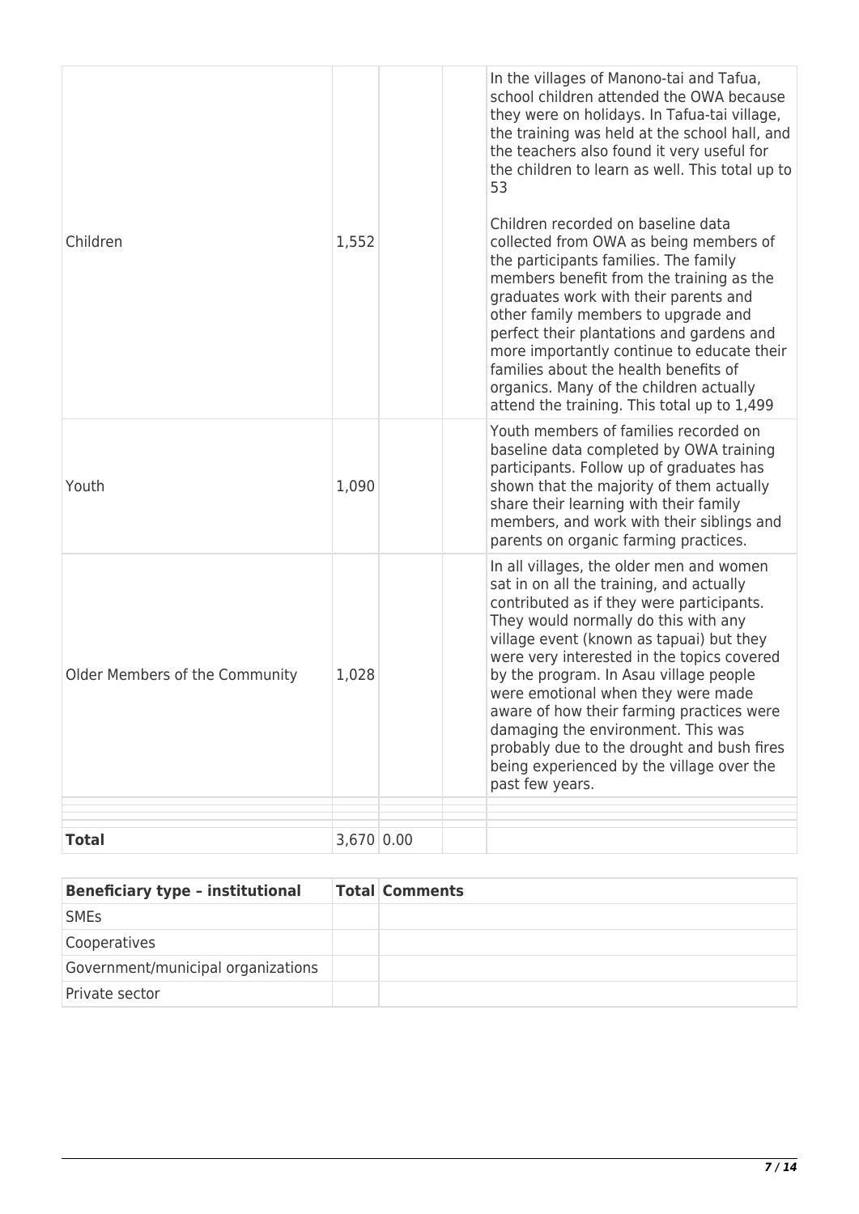| | | | | |
|---|---|---|---|---|
| Children | 1,552 | | | In the villages of Manono-tai and Tafua, school children attended the OWA because they were on holidays. In Tafua-tai village, the training was held at the school hall, and the teachers also found it very useful for the children to learn as well. This total up to 53<br><br>Children recorded on baseline data collected from OWA as being members of the participants families. The family members benefit from the training as the graduates work with their parents and other family members to upgrade and perfect their plantations and gardens and more importantly continue to educate their families about the health benefits of organics. Many of the children actually attend the training. This total up to 1,499 |
| Youth | 1,090 | | | Youth members of families recorded on baseline data completed by OWA training participants. Follow up of graduates has shown that the majority of them actually share their learning with their family members, and work with their siblings and parents on organic farming practices. |
| Older Members of the Community | 1,028 | | | In all villages, the older men and women sat in on all the training, and actually contributed as if they were participants. They would normally do this with any village event (known as tapuai) but they were very interested in the topics covered by the program. In Asau village people were emotional when they were made aware of how their farming practices were damaging the environment. This was probably due to the drought and bush fires being experienced by the village over the past few years. |
| | | | | |
| | | | | |
| **Total** | 3,670 | 0.00 | | |

| **Beneficiary type – institutional** | **Total** | **Comments** |
|---|---|---|
| SMEs | | |
| Cooperatives | | |
| Government/municipal organizations | | |
| Private sector | | |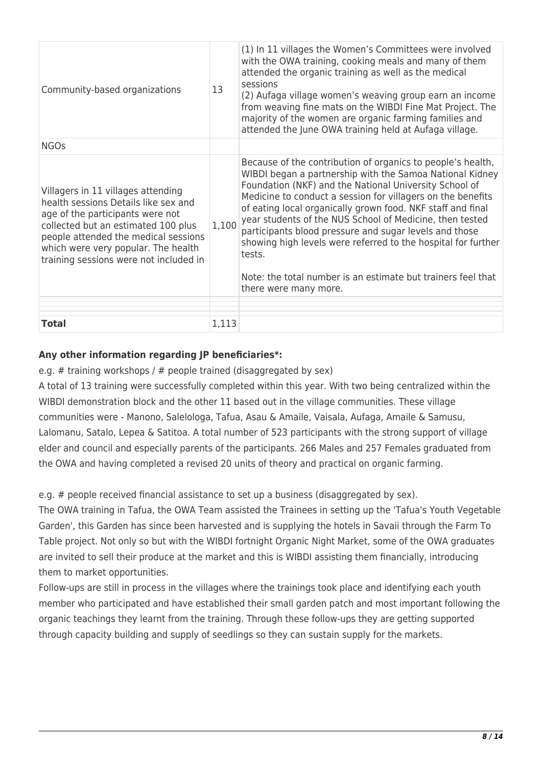| Community-based organizations | 13 | (1) In 11 villages the Women's Committees were involved with the OWA training, cooking meals and many of them attended the organic training as well as the medical sessions<br>(2) Aufaga village women's weaving group earn an income from weaving fine mats on the WIBDI Fine Mat Project. The majority of the women are organic farming families and attended the June OWA training held at Aufaga village. |
|---|---|---|
| NGOs | | |
| Villagers in 11 villages attending health sessions Details like sex and age of the participants were not collected but an estimated 100 plus people attended the medical sessions which were very popular. The health training sessions were not included in | 1,100 | Because of the contribution of organics to people's health, WIBDI began a partnership with the Samoa National Kidney Foundation (NKF) and the National University School of Medicine to conduct a session for villagers on the benefits of eating local organically grown food. NKF staff and final year students of the NUS School of Medicine, then tested participants blood pressure and sugar levels and those showing high levels were referred to the hospital for further tests.<br><br>Note: the total number is an estimate but trainers feel that there were many more. |
| | | |
| | | |
| **Total** | 1,113 | |

**Any other information regarding JP beneficiaries*:**

e.g. # training workshops / # people trained (disaggregated by sex)

A total of 13 training were successfully completed within this year. With two being centralized within the WIBDI demonstration block and the other 11 based out in the village communities. These village communities were - Manono, Salelologa, Tafua, Asau & Amaile, Vaisala, Aufaga, Amaile & Samusu, Lalomanu, Satalo, Lepea & Satitoa. A total number of 523 participants with the strong support of village elder and council and especially parents of the participants. 266 Males and 257 Females graduated from the OWA and having completed a revised 20 units of theory and practical on organic farming.

e.g. # people received financial assistance to set up a business (disaggregated by sex).

The OWA training in Tafua, the OWA Team assisted the Trainees in setting up the 'Tafua's Youth Vegetable Garden', this Garden has since been harvested and is supplying the hotels in Savaii through the Farm To Table project. Not only so but with the WIBDI fortnight Organic Night Market, some of the OWA graduates are invited to sell their produce at the market and this is WIBDI assisting them financially, introducing them to market opportunities.

Follow-ups are still in process in the villages where the trainings took place and identifying each youth member who participated and have established their small garden patch and most important following the organic teachings they learnt from the training. Through these follow-ups they are getting supported through capacity building and supply of seedlings so they can sustain supply for the markets.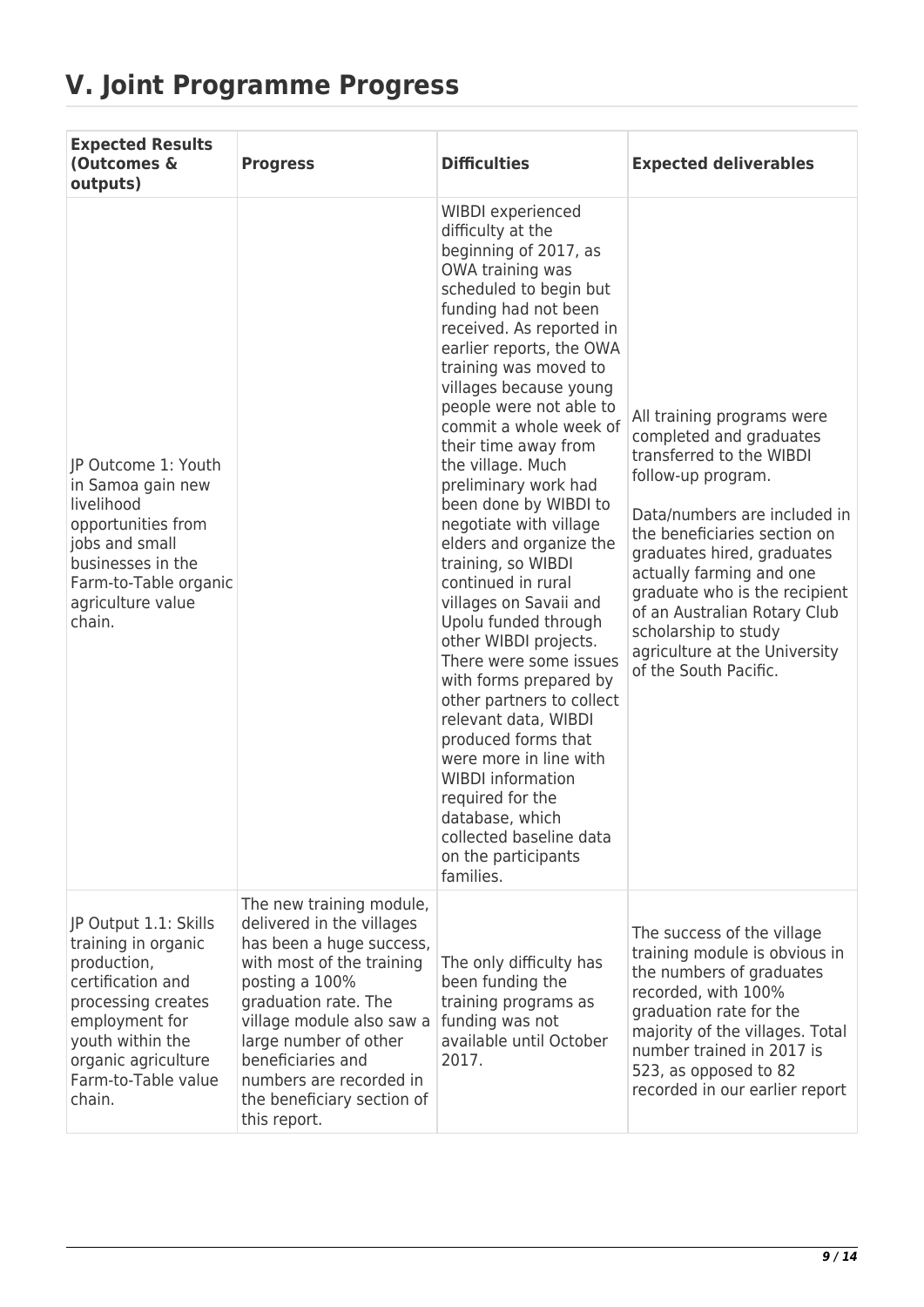# V. Joint Programme Progress

| Expected Results (Outcomes & outputs) | Progress | Difficulties | Expected deliverables |
|---|---|---|---|
| JP Outcome 1: Youth in Samoa gain new livelihood opportunities from jobs and small businesses in the Farm-to-Table organic agriculture value chain. | | WIBDI experienced difficulty at the beginning of 2017, as OWA training was scheduled to begin but funding had not been received. As reported in earlier reports, the OWA training was moved to villages because young people were not able to commit a whole week of their time away from the village. Much preliminary work had been done by WIBDI to negotiate with village elders and organize the training, so WIBDI continued in rural villages on Savaii and Upolu funded through other WIBDI projects. There were some issues with forms prepared by other partners to collect relevant data, WIBDI produced forms that were more in line with WIBDI information required for the database, which collected baseline data on the participants families. | All training programs were completed and graduates transferred to the WIBDI follow-up program.<br><br>Data/numbers are included in the beneficiaries section on graduates hired, graduates actually farming and one graduate who is the recipient of an Australian Rotary Club scholarship to study agriculture at the University of the South Pacific. |
| JP Output 1.1: Skills training in organic production, certification and processing creates employment for youth within the organic agriculture Farm-to-Table value chain. | The new training module, delivered in the villages has been a huge success, with most of the training posting a 100% graduation rate. The village module also saw a large number of other beneficiaries and numbers are recorded in the beneficiary section of this report. | The only difficulty has been funding the training programs as funding was not available until October 2017. | The success of the village training module is obvious in the numbers of graduates recorded, with 100% graduation rate for the majority of the villages. Total number trained in 2017 is 523, as opposed to 82 recorded in our earlier report |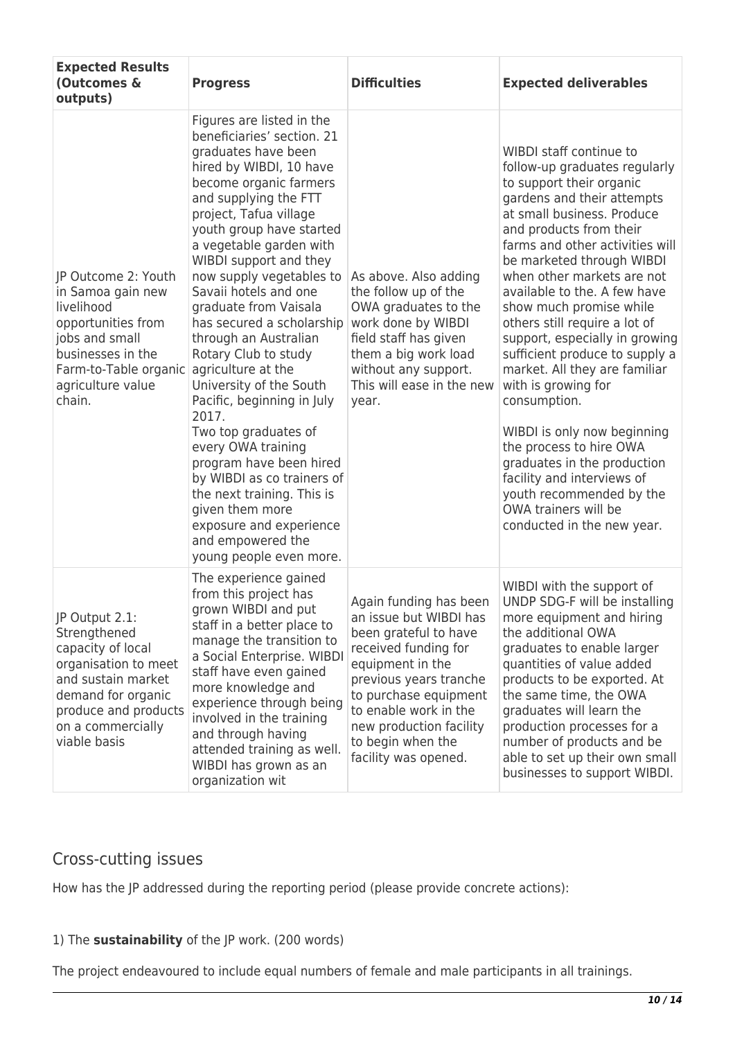| Expected Results (Outcomes & outputs) | Progress | Difficulties | Expected deliverables |
|---|---|---|---|
| JP Outcome 2: Youth in Samoa gain new livelihood opportunities from jobs and small businesses in the Farm-to-Table organic agriculture value chain. | Figures are listed in the beneficiaries' section. 21 graduates have been hired by WIBDI, 10 have become organic farmers and supplying the FTT project, Tafua village youth group have started a vegetable garden with WIBDI support and they now supply vegetables to Savaii hotels and one graduate from Vaisala has secured a scholarship through an Australian Rotary Club to study agriculture at the University of the South Pacific, beginning in July 2017.<br>Two top graduates of every OWA training program have been hired by WIBDI as co trainers of the next training. This is given them more exposure and experience and empowered the young people even more. | As above. Also adding the follow up of the OWA graduates to the work done by WIBDI field staff has given them a big work load without any support. This will ease in the new year. | WIBDI staff continue to follow-up graduates regularly to support their organic gardens and their attempts at small business. Produce and products from their farms and other activities will be marketed through WIBDI when other markets are not available to the. A few have show much promise while others still require a lot of support, especially in growing sufficient produce to supply a market. All they are familiar with is growing for consumption.<br><br>WIBDI is only now beginning the process to hire OWA graduates in the production facility and interviews of youth recommended by the OWA trainers will be conducted in the new year. |
| JP Output 2.1: Strengthened capacity of local organisation to meet and sustain market demand for organic produce and products on a commercially viable basis | The experience gained from this project has grown WIBDI and put staff in a better place to manage the transition to a Social Enterprise. WIBDI staff have even gained more knowledge and experience through being involved in the training and through having attended training as well. WIBDI has grown as an organization wit | Again funding has been an issue but WIBDI has been grateful to have received funding for equipment in the previous years tranche to purchase equipment to enable work in the new production facility to begin when the facility was opened. | WIBDI with the support of UNDP SDG-F will be installing more equipment and hiring the additional OWA graduates to enable larger quantities of value added products to be exported. At the same time, the OWA graduates will learn the production processes for a number of products and be able to set up their own small businesses to support WIBDI. |

## Cross-cutting issues

How has the JP addressed during the reporting period (please provide concrete actions):

1) The **sustainability** of the JP work. (200 words)

The project endeavoured to include equal numbers of female and male participants in all trainings.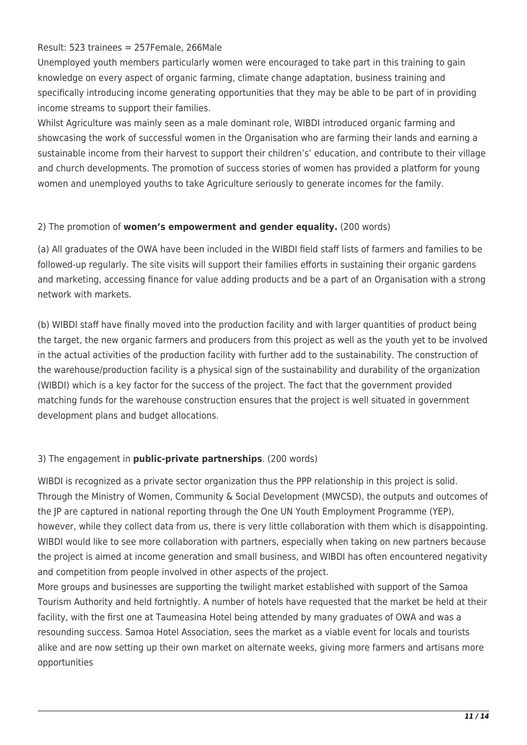Result: 523 trainees = 257Female, 266Male

Unemployed youth members particularly women were encouraged to take part in this training to gain knowledge on every aspect of organic farming, climate change adaptation, business training and specifically introducing income generating opportunities that they may be able to be part of in providing income streams to support their families.

Whilst Agriculture was mainly seen as a male dominant role, WIBDI introduced organic farming and showcasing the work of successful women in the Organisation who are farming their lands and earning a sustainable income from their harvest to support their children's' education, and contribute to their village and church developments. The promotion of success stories of women has provided a platform for young women and unemployed youths to take Agriculture seriously to generate incomes for the family.

2) The promotion of **women's empowerment and gender equality.** (200 words)

(a) All graduates of the OWA have been included in the WIBDI field staff lists of farmers and families to be followed-up regularly. The site visits will support their families efforts in sustaining their organic gardens and marketing, accessing finance for value adding products and be a part of an Organisation with a strong network with markets.

(b) WIBDI staff have finally moved into the production facility and with larger quantities of product being the target, the new organic farmers and producers from this project as well as the youth yet to be involved in the actual activities of the production facility with further add to the sustainability. The construction of the warehouse/production facility is a physical sign of the sustainability and durability of the organization (WIBDI) which is a key factor for the success of the project. The fact that the government provided matching funds for the warehouse construction ensures that the project is well situated in government development plans and budget allocations.

3) The engagement in **public-private partnerships**. (200 words)

WIBDI is recognized as a private sector organization thus the PPP relationship in this project is solid. Through the Ministry of Women, Community & Social Development (MWCSD), the outputs and outcomes of the JP are captured in national reporting through the One UN Youth Employment Programme (YEP), however, while they collect data from us, there is very little collaboration with them which is disappointing. WIBDI would like to see more collaboration with partners, especially when taking on new partners because the project is aimed at income generation and small business, and WIBDI has often encountered negativity and competition from people involved in other aspects of the project.

More groups and businesses are supporting the twilight market established with support of the Samoa Tourism Authority and held fortnightly. A number of hotels have requested that the market be held at their facility, with the first one at Taumeasina Hotel being attended by many graduates of OWA and was a resounding success. Samoa Hotel Association, sees the market as a viable event for locals and tourists alike and are now setting up their own market on alternate weeks, giving more farmers and artisans more opportunities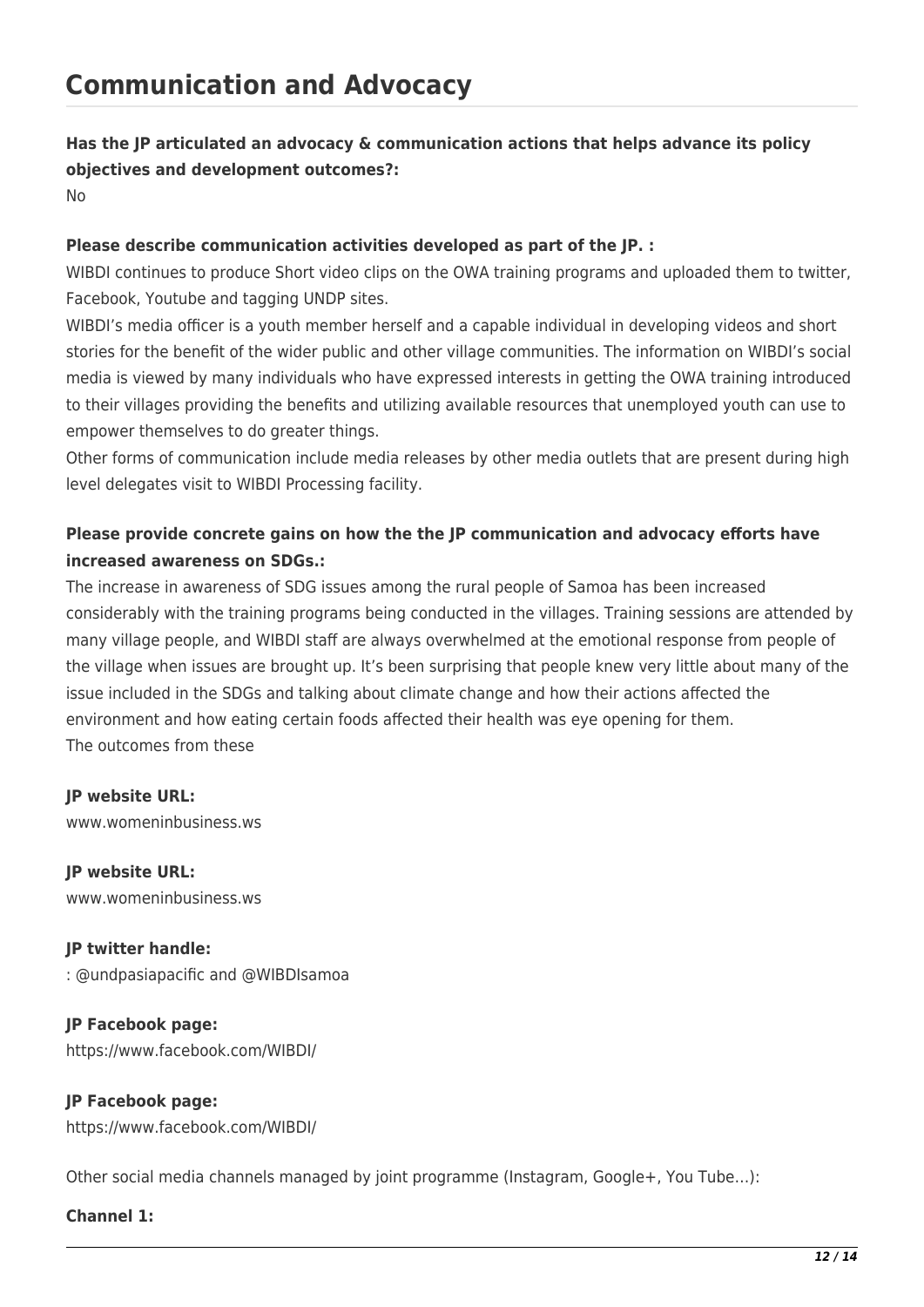# Communication and Advocacy

**Has the JP articulated an advocacy & communication actions that helps advance its policy objectives and development outcomes?:**

No

**Please describe communication activities developed as part of the JP. :**

WIBDI continues to produce Short video clips on the OWA training programs and uploaded them to twitter, Facebook, Youtube and tagging UNDP sites.

WIBDI's media officer is a youth member herself and a capable individual in developing videos and short stories for the benefit of the wider public and other village communities. The information on WIBDI's social media is viewed by many individuals who have expressed interests in getting the OWA training introduced to their villages providing the benefits and utilizing available resources that unemployed youth can use to empower themselves to do greater things.

Other forms of communication include media releases by other media outlets that are present during high level delegates visit to WIBDI Processing facility.

**Please provide concrete gains on how the the JP communication and advocacy efforts have increased awareness on SDGs.:**

The increase in awareness of SDG issues among the rural people of Samoa has been increased considerably with the training programs being conducted in the villages. Training sessions are attended by many village people, and WIBDI staff are always overwhelmed at the emotional response from people of the village when issues are brought up. It's been surprising that people knew very little about many of the issue included in the SDGs and talking about climate change and how their actions affected the environment and how eating certain foods affected their health was eye opening for them.

The outcomes from these

**JP website URL:**

www.womeninbusiness.ws

**JP website URL:**

www.womeninbusiness.ws

**JP twitter handle:**

: @undpasiapacific and @WIBDIsamoa

**JP Facebook page:**

https://www.facebook.com/WIBDI/

**JP Facebook page:**

https://www.facebook.com/WIBDI/

Other social media channels managed by joint programme (Instagram, Google+, You Tube…):

**Channel 1:**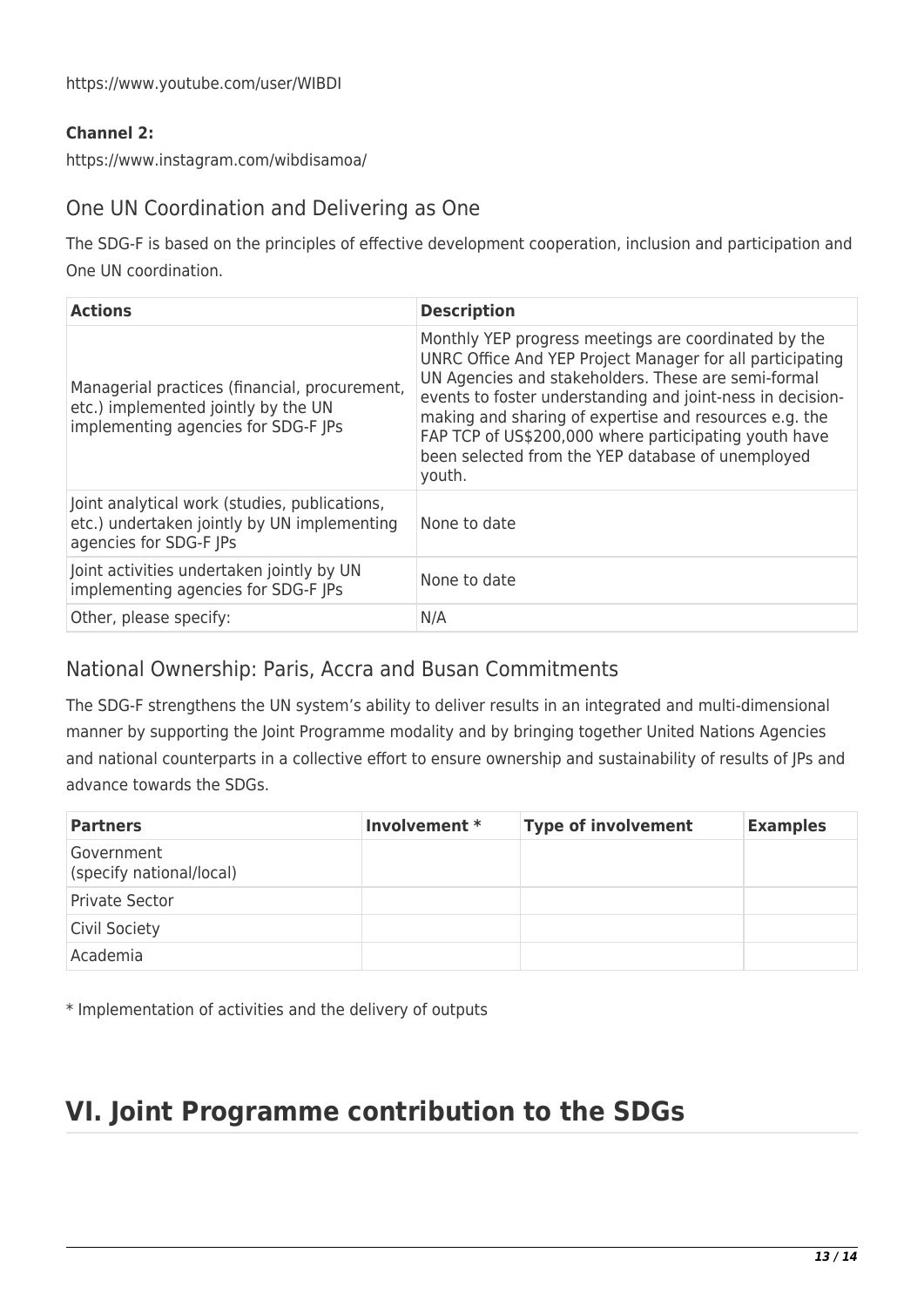https://www.youtube.com/user/WIBDI

**Channel 2:**

https://www.instagram.com/wibdisamoa/

## One UN Coordination and Delivering as One

The SDG-F is based on the principles of effective development cooperation, inclusion and participation and One UN coordination.

| Actions | Description |
| --- | --- |
| Managerial practices (financial, procurement, etc.) implemented jointly by the UN implementing agencies for SDG-F JPs | Monthly YEP progress meetings are coordinated by the UNRC Office And YEP Project Manager for all participating UN Agencies and stakeholders. These are semi-formal events to foster understanding and joint-ness in decision-making and sharing of expertise and resources e.g. the FAP TCP of US$200,000 where participating youth have been selected from the YEP database of unemployed youth. |
| Joint analytical work (studies, publications, etc.) undertaken jointly by UN implementing agencies for SDG-F JPs | None to date |
| Joint activities undertaken jointly by UN implementing agencies for SDG-F JPs | None to date |
| Other, please specify: | N/A |

## National Ownership: Paris, Accra and Busan Commitments

The SDG-F strengthens the UN system's ability to deliver results in an integrated and multi-dimensional manner by supporting the Joint Programme modality and by bringing together United Nations Agencies and national counterparts in a collective effort to ensure ownership and sustainability of results of JPs and advance towards the SDGs.

| Partners | Involvement * | Type of involvement | Examples |
| --- | --- | --- | --- |
| Government (specify national/local) | | | |
| Private Sector | | | |
| Civil Society | | | |
| Academia | | | |

* Implementation of activities and the delivery of outputs

# VI. Joint Programme contribution to the SDGs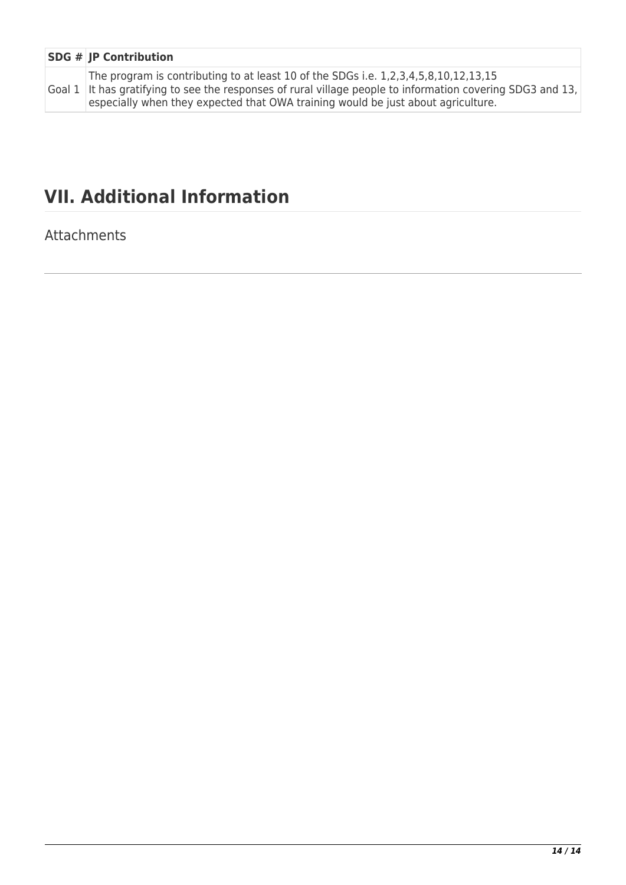| SDG # | JP Contribution |
|---|---|
| Goal 1 | The program is contributing to at least 10 of the SDGs i.e. 1,2,3,4,5,8,10,12,13,15<br>It has gratifying to see the responses of rural village people to information covering SDG3 and 13, especially when they expected that OWA training would be just about agriculture. |

# VII. Additional Information

Attachments